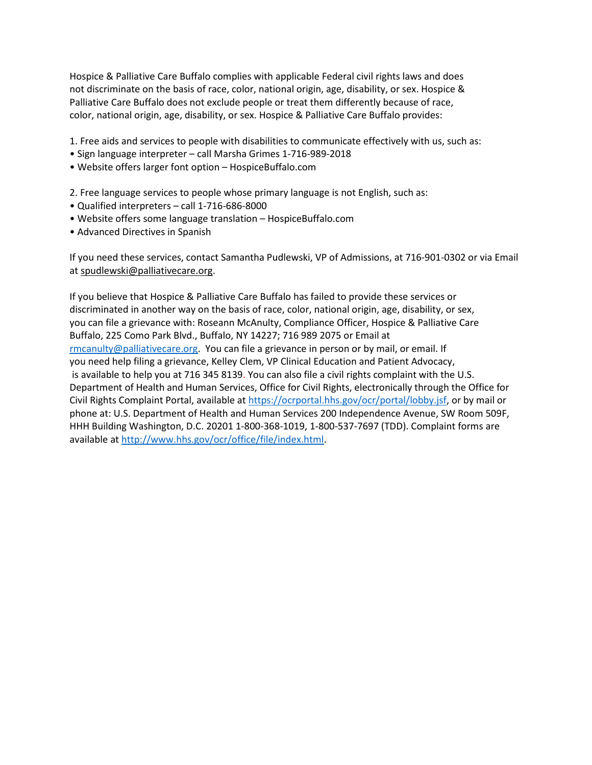Hospice & Palliative Care Buffalo complies with applicable Federal civil rights laws and does not discriminate on the basis of race, color, national origin, age, disability, or sex. Hospice & Palliative Care Buffalo does not exclude people or treat them differently because of race, color, national origin, age, disability, or sex. Hospice & Palliative Care Buffalo provides:

1. Free aids and services to people with disabilities to communicate effectively with us, such as:
• Sign language interpreter – call Marsha Grimes 1-716-989-2018
• Website offers larger font option – HospiceBuffalo.com

2. Free language services to people whose primary language is not English, such as:
• Qualified interpreters – call 1-716-686-8000
• Website offers some language translation – HospiceBuffalo.com
• Advanced Directives in Spanish

If you need these services, contact Samantha Pudlewski, VP of Admissions, at 716-901-0302 or via Email at spudlewski@palliativecare.org.

If you believe that Hospice & Palliative Care Buffalo has failed to provide these services or discriminated in another way on the basis of race, color, national origin, age, disability, or sex, you can file a grievance with: Roseann McAnulty, Compliance Officer, Hospice & Palliative Care Buffalo, 225 Como Park Blvd., Buffalo, NY 14227; 716 989 2075 or Email at rmcanulty@palliativecare.org. You can file a grievance in person or by mail, or email. If you need help filing a grievance, Kelley Clem, VP Clinical Education and Patient Advocacy, is available to help you at 716 345 8139. You can also file a civil rights complaint with the U.S. Department of Health and Human Services, Office for Civil Rights, electronically through the Office for Civil Rights Complaint Portal, available at https://ocrportal.hhs.gov/ocr/portal/lobby.jsf, or by mail or phone at: U.S. Department of Health and Human Services 200 Independence Avenue, SW Room 509F, HHH Building Washington, D.C. 20201 1-800-368-1019, 1-800-537-7697 (TDD). Complaint forms are available at http://www.hhs.gov/ocr/office/file/index.html.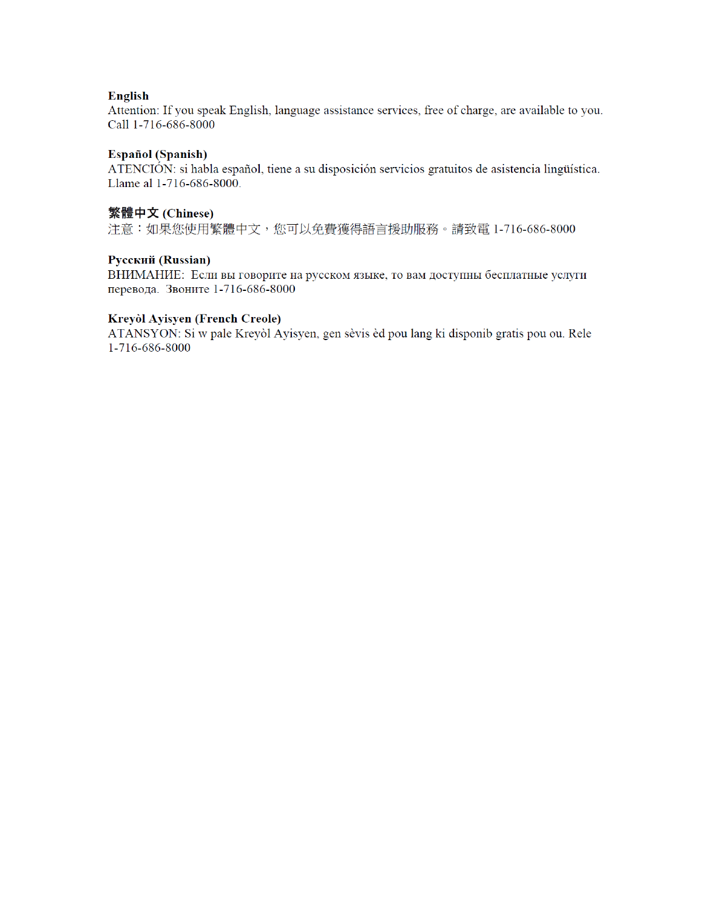**English**
Attention: If you speak English, language assistance services, free of charge, are available to you. Call 1-716-686-8000

**Español (Spanish)**
ATENCIÓN: si habla español, tiene a su disposición servicios gratuitos de asistencia lingüística. Llame al 1-716-686-8000.

**繁體中文 (Chinese)**
注意：如果您使用繁體中文，您可以免費獲得語言援助服務。請致電 1-716-686-8000

**Русский (Russian)**
ВНИМАНИЕ: Если вы говорите на русском языке, то вам доступны бесплатные услуги перевода. Звоните 1-716-686-8000

**Kreyòl Ayisyen (French Creole)**
ATANSYON: Si w pale Kreyòl Ayisyen, gen sèvis èd pou lang ki disponib gratis pou ou. Rele 1-716-686-8000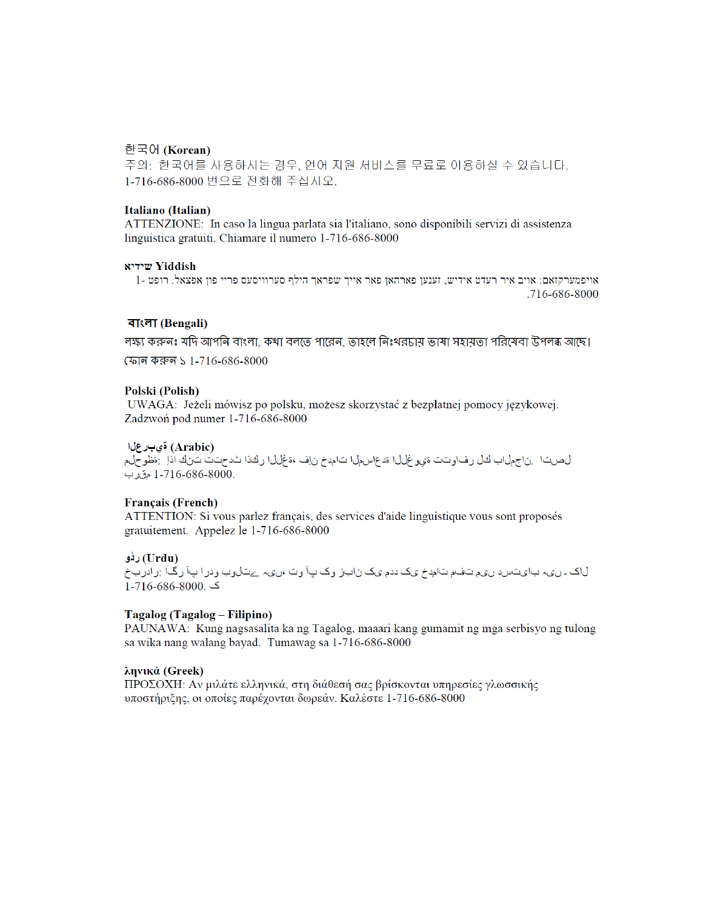**한국어 (Korean)**
주의: 한국어를 사용하시는 경우, 언어 지원 서비스를 무료로 이용하실 수 있습니다. 1-716-686-8000 번으로 전화해 주십시오.

**Italiano (Italian)**
ATTENZIONE: In caso la lingua parlata sia l'italiano, sono disponibili servizi di assistenza linguistica gratuiti. Chiamare il numero 1-716-686-8000

**שידיש Yiddish**
אויפמערקזאם: אויב איר רעדט אידיש, זענען פארהאן פאר אייך שפראך הילף סערוויסעס פריי פון אפצאל. רופט 1-716-686-8000.

**বাংলা (Bengali)**
লক্ষ্য করুনঃ যদি আপনি বাংলা, কথা বলতে পারেন, তাহলে নিঃখরচায় ভাষা সহায়তা পরিষেবা উপলব্ধ আছে। ফোন করুন ১ 1-716-686-8000

**Polski (Polish)**
UWAGA: Jeżeli mówisz po polsku, możesz skorzystać z bezpłatnej pomocy językowej. Zadzwoń pod numer 1-716-686-8000

**ةيبرعلا (Arabic)**
ملحوظة: إذا كنت تتحدث اذكر اللغة، فإن خدمات المساعدة اللغوية تتوافر لك بالمجان. اتصل برقم 1-716-686-8000.

**Français (French)**
ATTENTION: Si vous parlez français, des services d'aide linguistique vous sont proposés gratuitement. Appelez le 1-716-686-8000

**ودرُ (Urdu)**
خبردار: اگر آپ اردو بولتے ہیں، تو آپ کو زبان کی مدد کی خدمات مفت میں دستیاب ہیں ۔ کال کریں 1-716-686-8000.

**Tagalog (Tagalog – Filipino)**
PAUNAWA: Kung nagsasalita ka ng Tagalog, maaari kang gumamit ng mga serbisyo ng tulong sa wika nang walang bayad. Tumawag sa 1-716-686-8000

**ληνικά (Greek)**
ΠΡΟΣΟΧΗ: Αν μιλάτε ελληνικά, στη διάθεσή σας βρίσκονται υπηρεσίες γλωσσικής υποστήριξης, οι οποίες παρέχονται δωρεάν. Καλέστε 1-716-686-8000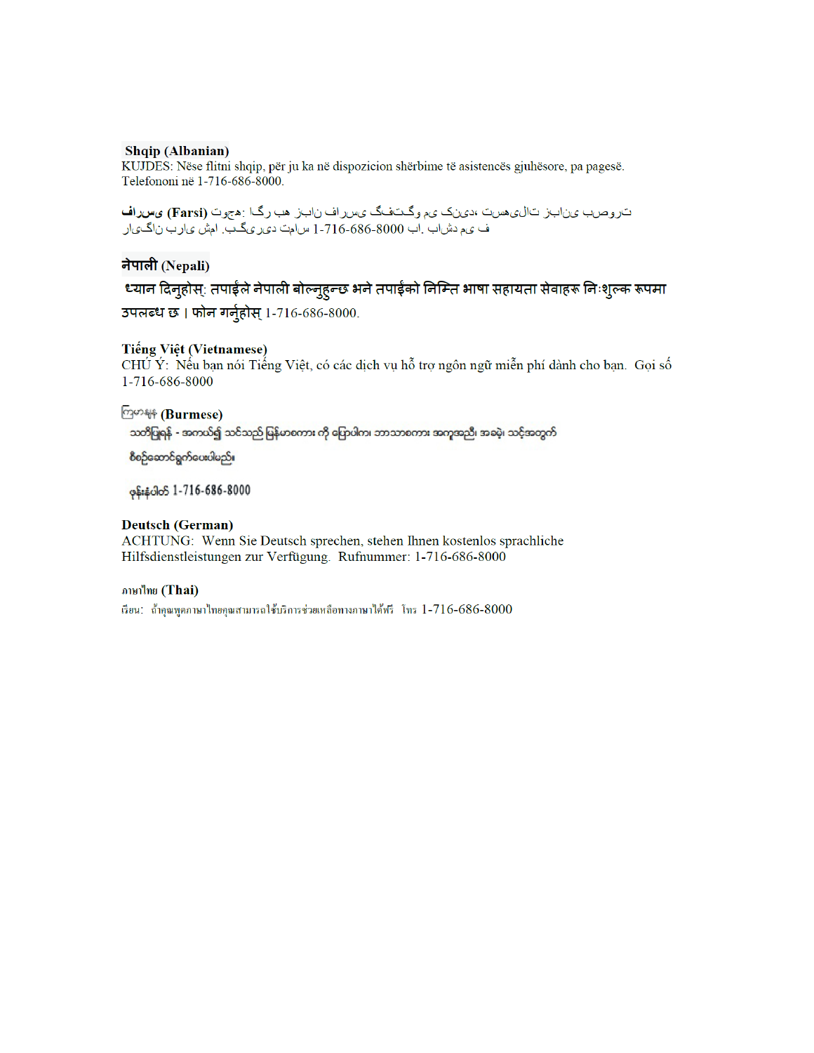**Shqip (Albanian)**
KUJDES: Nëse flitni shqip, për ju ka në dispozicion shërbime të asistencës gjuhësore, pa pagesë. Telefononi në 1-716-686-8000.

**فارسی (Farsi)** توجه: اگر به زبان فارسی گفتگو می کنید، تسهیلات زبانی بصورت رایگان برای شما فراهم می باشد. با 1-716-686-8000 تماس بگیرید.

**नेपाली (Nepali)**
**ध्यान दिनुहोस्: तपाईंले नेपाली बोल्नुहुन्छ भने तपाईंको निम्ति भाषा सहायता सेवाहरू निःशुल्क रूपमा उपलब्ध छ । फोन गर्नुहोस्** 1-716-686-8000.

**Tiếng Việt (Vietnamese)**
CHÚ Ý: Nếu bạn nói Tiếng Việt, có các dịch vụ hỗ trợ ngôn ngữ miễn phí dành cho bạn. Gọi số 1-716-686-8000

**မြန်မာ (Burmese)**
သတိပြုရန် - အကယ်၍ သင်သည် မြန်မာစကား ကို ပြောပါက၊ ဘာသာစကား အကူအညီ၊ အခမဲ့၊ သင့်အတွက် စီစဉ်ဆောင်ရွက်ပေးပါမည်။

ဖုန်းနံပါတ် 1-716-686-8000

**Deutsch (German)**
ACHTUNG: Wenn Sie Deutsch sprechen, stehen Ihnen kostenlos sprachliche Hilfsdienstleistungen zur Verfügung. Rufnummer: 1-716-686-8000

**ภาษาไทย (Thai)**
เรียน: ถ้าคุณพูดภาษาไทยคุณสามารถใช้บริการช่วยเหลือทางภาษาได้ฟรี โทร 1-716-686-8000